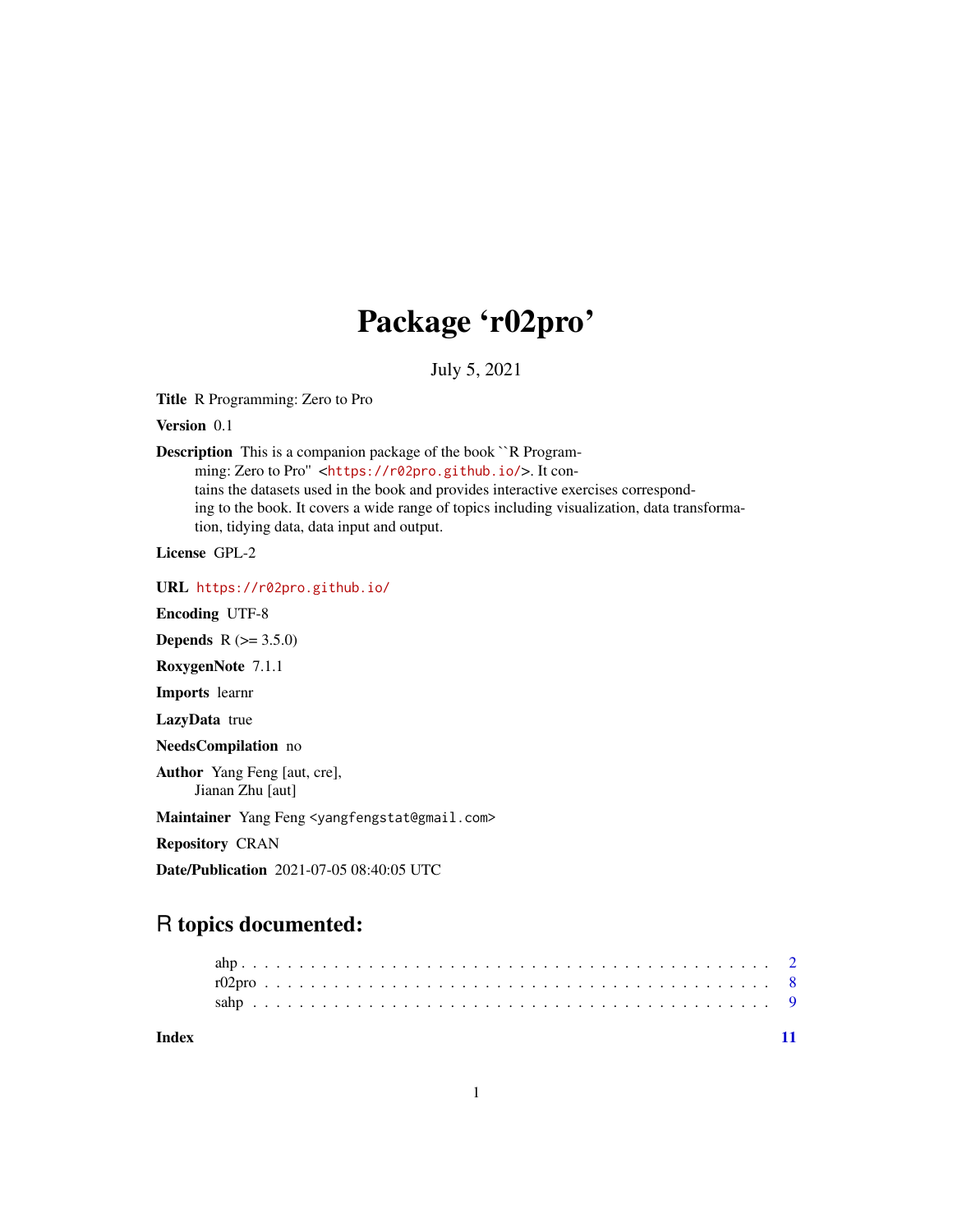# Package 'r02pro'

July 5, 2021

**Title** R Programming: Zero to Pro

**Version** 0.1

**Description** This is a companion package of the book ``R Programming: Zero to Pro'' <https://r02pro.github.io/>. It contains the datasets used in the book and provides interactive exercises corresponding to the book. It covers a wide range of topics including visualization, data transformation, tidying data, data input and output.

**License** GPL-2

**URL** https://r02pro.github.io/

**Encoding** UTF-8

**Depends** R (>= 3.5.0)

**RoxygenNote** 7.1.1

**Imports** learnr

**LazyData** true

**NeedsCompilation** no

**Author** Yang Feng [aut, cre],
Jianan Zhu [aut]

**Maintainer** Yang Feng <yangfengstat@gmail.com>

**Repository** CRAN

**Date/Publication** 2021-07-05 08:40:05 UTC

## R topics documented:

ahp . . . . . . . . . . . . . . . . . . . . . . . . . . . . . . . . . . . . . . . . . . . 2
r02pro . . . . . . . . . . . . . . . . . . . . . . . . . . . . . . . . . . . . . . . . . . 8
sahp . . . . . . . . . . . . . . . . . . . . . . . . . . . . . . . . . . . . . . . . . . . 9

**Index** 11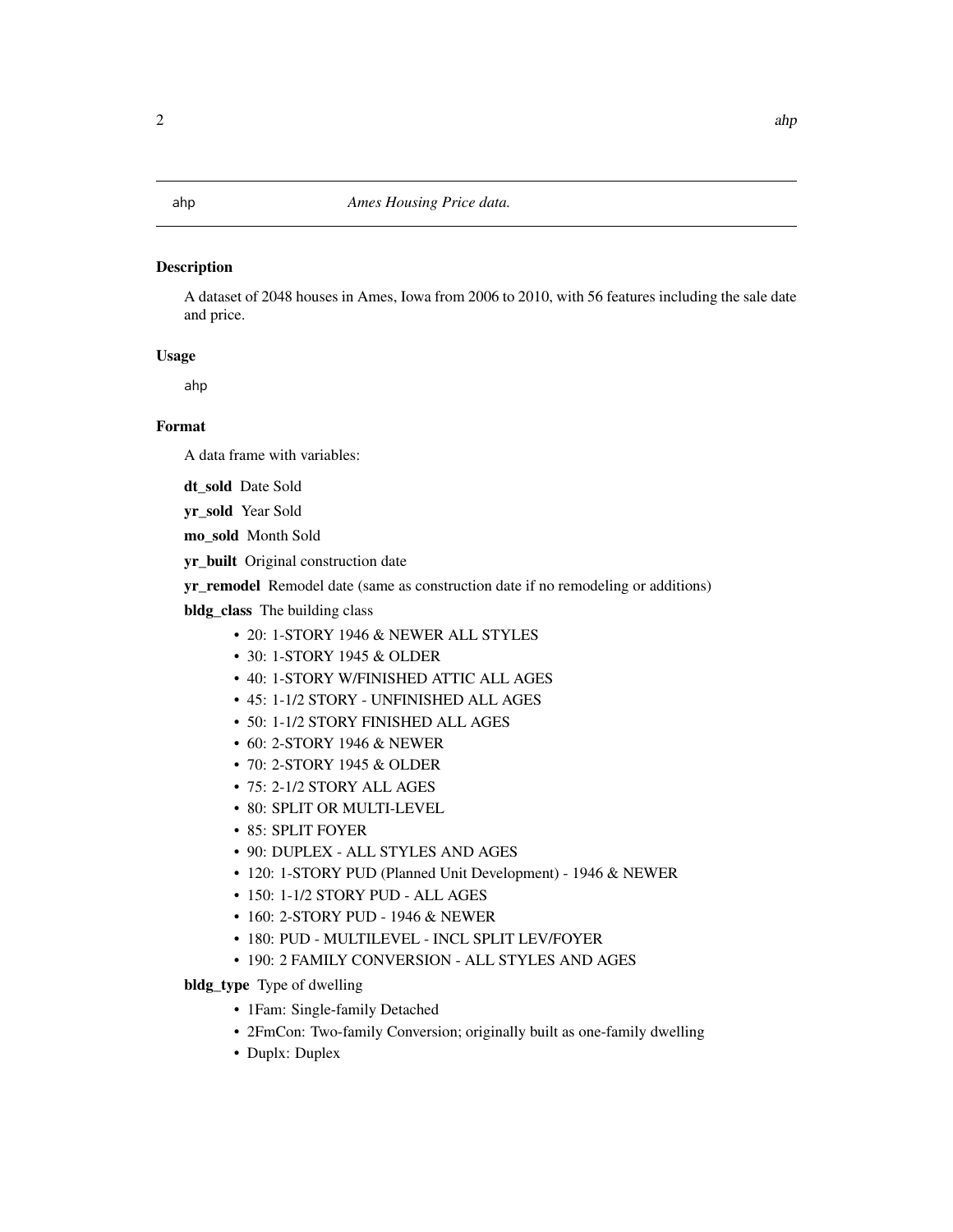ahp *Ames Housing Price data.*

### Description

A dataset of 2048 houses in Ames, Iowa from 2006 to 2010, with 56 features including the sale date and price.

### Usage

```
ahp
```

### Format

A data frame with variables:

**dt_sold** Date Sold

**yr_sold** Year Sold

**mo_sold** Month Sold

**yr_built** Original construction date

**yr_remodel** Remodel date (same as construction date if no remodeling or additions)

**bldg_class** The building class

- 20: 1-STORY 1946 & NEWER ALL STYLES
- 30: 1-STORY 1945 & OLDER
- 40: 1-STORY W/FINISHED ATTIC ALL AGES
- 45: 1-1/2 STORY - UNFINISHED ALL AGES
- 50: 1-1/2 STORY FINISHED ALL AGES
- 60: 2-STORY 1946 & NEWER
- 70: 2-STORY 1945 & OLDER
- 75: 2-1/2 STORY ALL AGES
- 80: SPLIT OR MULTI-LEVEL
- 85: SPLIT FOYER
- 90: DUPLEX - ALL STYLES AND AGES
- 120: 1-STORY PUD (Planned Unit Development) - 1946 & NEWER
- 150: 1-1/2 STORY PUD - ALL AGES
- 160: 2-STORY PUD - 1946 & NEWER
- 180: PUD - MULTILEVEL - INCL SPLIT LEV/FOYER
- 190: 2 FAMILY CONVERSION - ALL STYLES AND AGES

**bldg_type** Type of dwelling

- 1Fam: Single-family Detached
- 2FmCon: Two-family Conversion; originally built as one-family dwelling
- Duplx: Duplex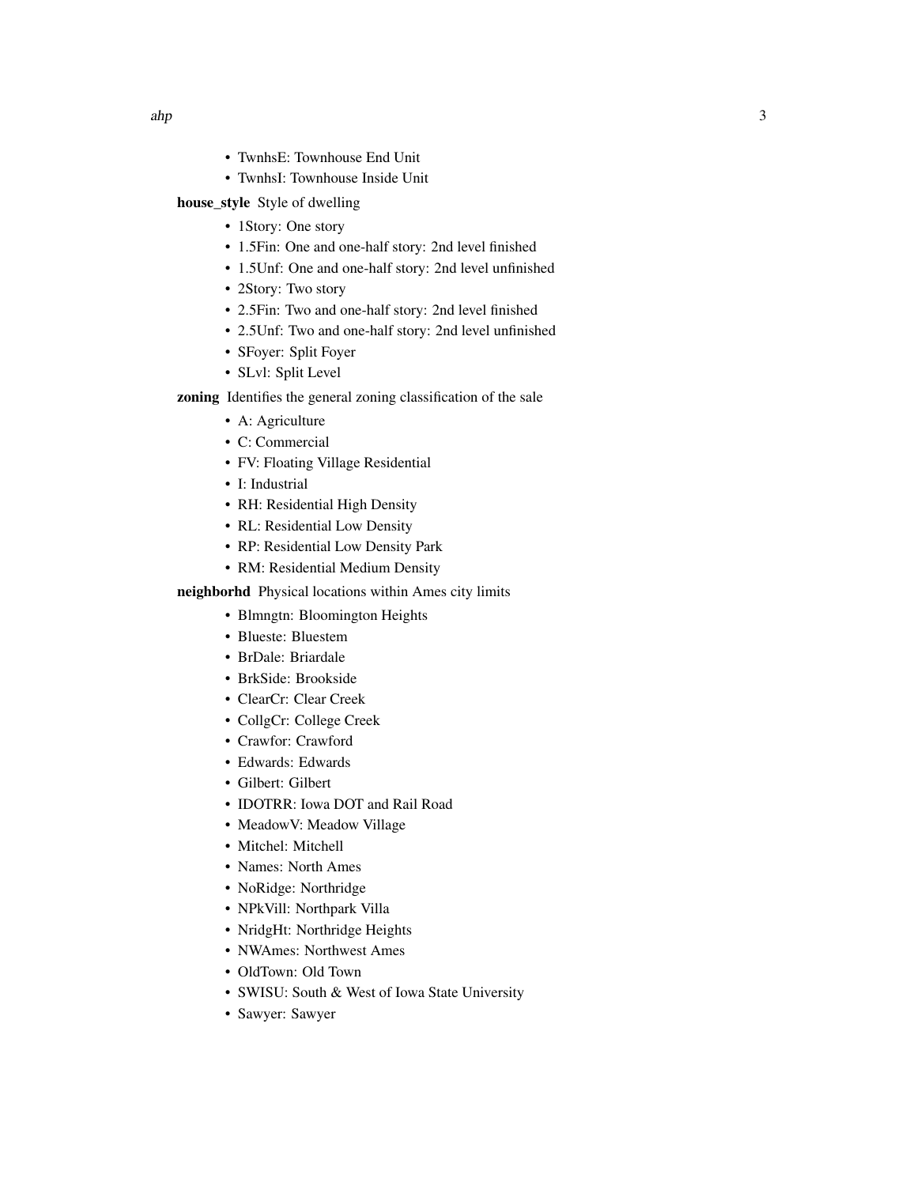- TwnhsE: Townhouse End Unit
- TwnhsI: Townhouse Inside Unit

**house_style** Style of dwelling

- 1Story: One story
- 1.5Fin: One and one-half story: 2nd level finished
- 1.5Unf: One and one-half story: 2nd level unfinished
- 2Story: Two story
- 2.5Fin: Two and one-half story: 2nd level finished
- 2.5Unf: Two and one-half story: 2nd level unfinished
- SFoyer: Split Foyer
- SLvl: Split Level

**zoning** Identifies the general zoning classification of the sale

- A: Agriculture
- C: Commercial
- FV: Floating Village Residential
- I: Industrial
- RH: Residential High Density
- RL: Residential Low Density
- RP: Residential Low Density Park
- RM: Residential Medium Density

**neighborhd** Physical locations within Ames city limits

- Blmngtn: Bloomington Heights
- Blueste: Bluestem
- BrDale: Briardale
- BrkSide: Brookside
- ClearCr: Clear Creek
- CollgCr: College Creek
- Crawfor: Crawford
- Edwards: Edwards
- Gilbert: Gilbert
- IDOTRR: Iowa DOT and Rail Road
- MeadowV: Meadow Village
- Mitchel: Mitchell
- Names: North Ames
- NoRidge: Northridge
- NPkVill: Northpark Villa
- NridgHt: Northridge Heights
- NWAmes: Northwest Ames
- OldTown: Old Town
- SWISU: South & West of Iowa State University
- Sawyer: Sawyer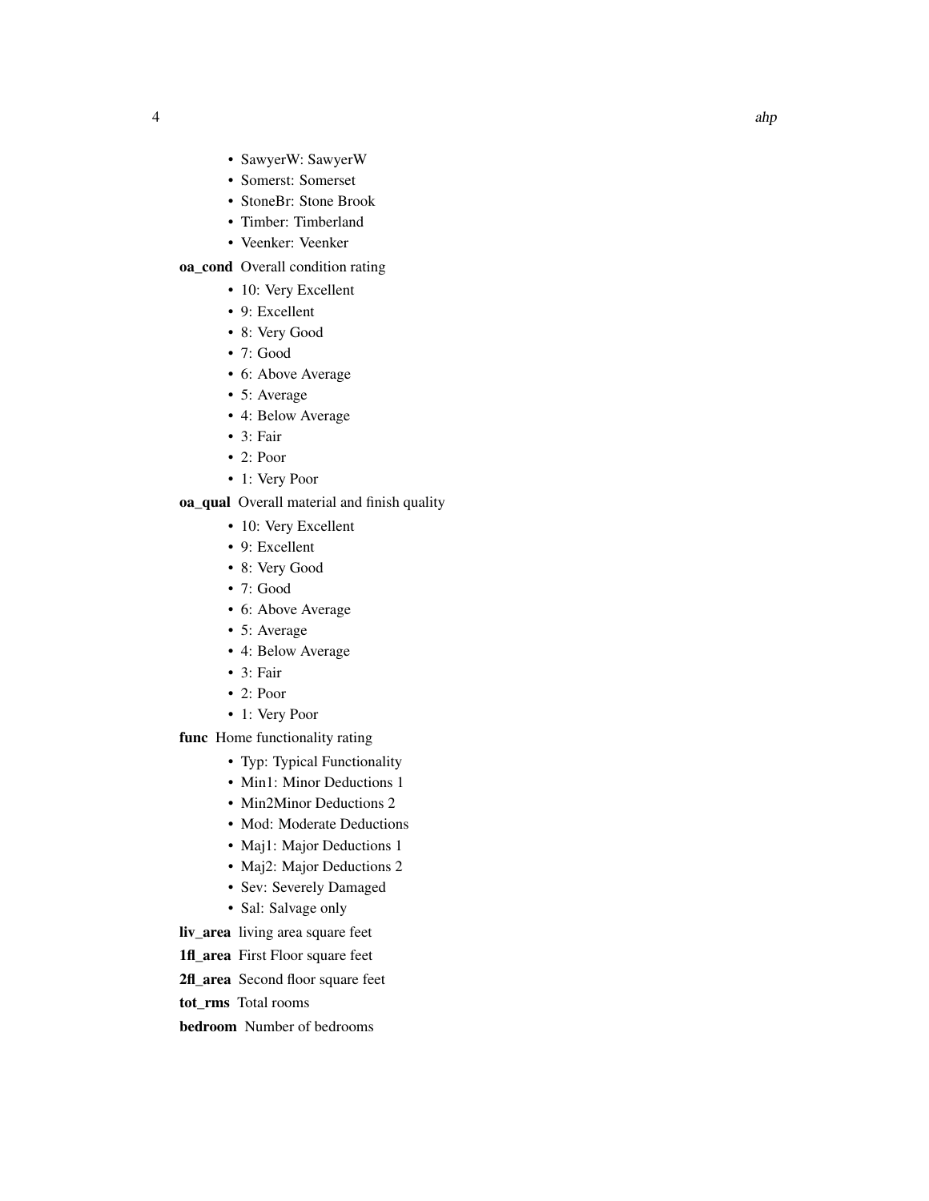- SawyerW: SawyerW
- Somerst: Somerset
- StoneBr: Stone Brook
- Timber: Timberland
- Veenker: Veenker

**oa_cond** Overall condition rating

- 10: Very Excellent
- 9: Excellent
- 8: Very Good
- 7: Good
- 6: Above Average
- 5: Average
- 4: Below Average
- 3: Fair
- 2: Poor
- 1: Very Poor

**oa_qual** Overall material and finish quality

- 10: Very Excellent
- 9: Excellent
- 8: Very Good
- 7: Good
- 6: Above Average
- 5: Average
- 4: Below Average
- 3: Fair
- 2: Poor
- 1: Very Poor

**func** Home functionality rating

- Typ: Typical Functionality
- Min1: Minor Deductions 1
- Min2Minor Deductions 2
- Mod: Moderate Deductions
- Maj1: Major Deductions 1
- Maj2: Major Deductions 2
- Sev: Severely Damaged
- Sal: Salvage only

**liv_area** living area square feet

**1fl_area** First Floor square feet

**2fl_area** Second floor square feet

**tot_rms** Total rooms

**bedroom** Number of bedrooms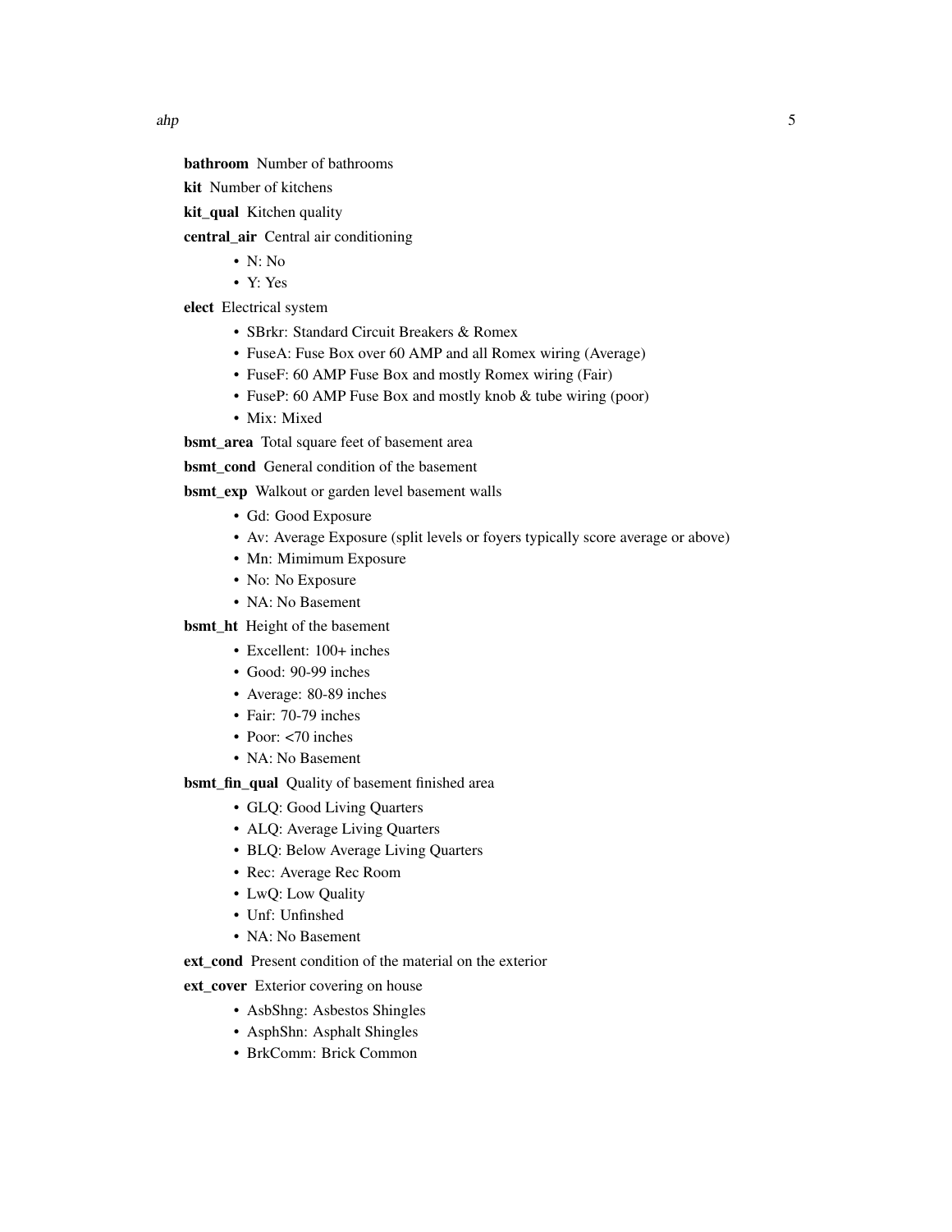**bathroom** Number of bathrooms

**kit** Number of kitchens

**kit_qual** Kitchen quality

**central_air** Central air conditioning

- N: No
- Y: Yes

**elect** Electrical system

- SBrkr: Standard Circuit Breakers & Romex
- FuseA: Fuse Box over 60 AMP and all Romex wiring (Average)
- FuseF: 60 AMP Fuse Box and mostly Romex wiring (Fair)
- FuseP: 60 AMP Fuse Box and mostly knob & tube wiring (poor)
- Mix: Mixed

**bsmt_area** Total square feet of basement area

**bsmt_cond** General condition of the basement

**bsmt_exp** Walkout or garden level basement walls

- Gd: Good Exposure
- Av: Average Exposure (split levels or foyers typically score average or above)
- Mn: Mimimum Exposure
- No: No Exposure
- NA: No Basement

**bsmt_ht** Height of the basement

- Excellent: 100+ inches
- Good: 90-99 inches
- Average: 80-89 inches
- Fair: 70-79 inches
- Poor: <70 inches
- NA: No Basement

**bsmt_fin_qual** Quality of basement finished area

- GLQ: Good Living Quarters
- ALQ: Average Living Quarters
- BLQ: Below Average Living Quarters
- Rec: Average Rec Room
- LwQ: Low Quality
- Unf: Unfinshed
- NA: No Basement

**ext_cond** Present condition of the material on the exterior

**ext_cover** Exterior covering on house

- AsbShng: Asbestos Shingles
- AsphShn: Asphalt Shingles
- BrkComm: Brick Common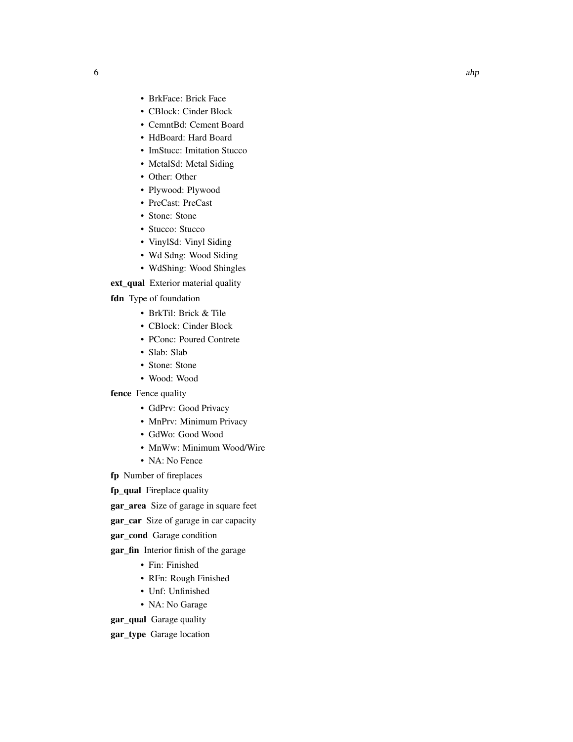- BrkFace: Brick Face
- CBlock: Cinder Block
- CemntBd: Cement Board
- HdBoard: Hard Board
- ImStucc: Imitation Stucco
- MetalSd: Metal Siding
- Other: Other
- Plywood: Plywood
- PreCast: PreCast
- Stone: Stone
- Stucco: Stucco
- VinylSd: Vinyl Siding
- Wd Sdng: Wood Siding
- WdShing: Wood Shingles

**ext_qual** Exterior material quality

**fdn** Type of foundation

- BrkTil: Brick & Tile
- CBlock: Cinder Block
- PConc: Poured Contrete
- Slab: Slab
- Stone: Stone
- Wood: Wood

**fence** Fence quality

- GdPrv: Good Privacy
- MnPrv: Minimum Privacy
- GdWo: Good Wood
- MnWw: Minimum Wood/Wire
- NA: No Fence

**fp** Number of fireplaces

**fp_qual** Fireplace quality

**gar_area** Size of garage in square feet

**gar_car** Size of garage in car capacity

**gar_cond** Garage condition

**gar_fin** Interior finish of the garage

- Fin: Finished
- RFn: Rough Finished
- Unf: Unfinished
- NA: No Garage

**gar_qual** Garage quality

**gar_type** Garage location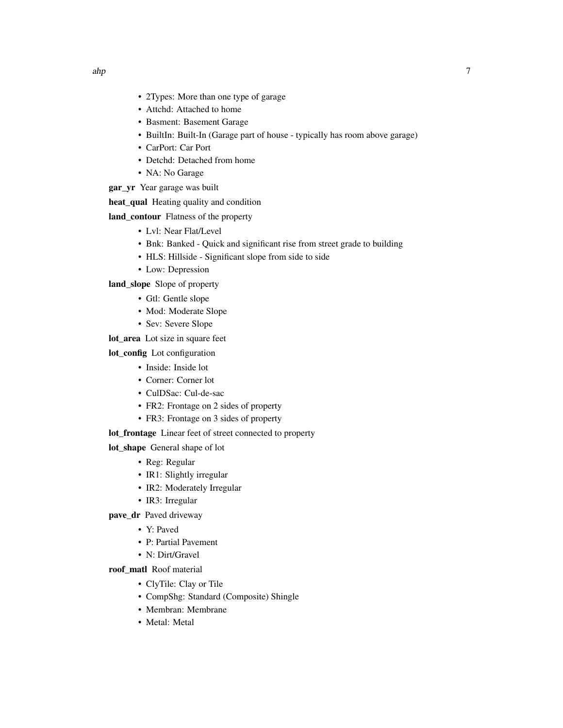- 2Types: More than one type of garage
- Attchd: Attached to home
- Basment: Basement Garage
- BuiltIn: Built-In (Garage part of house - typically has room above garage)
- CarPort: Car Port
- Detchd: Detached from home
- NA: No Garage

**gar_yr** Year garage was built

**heat_qual** Heating quality and condition

**land_contour** Flatness of the property

- Lvl: Near Flat/Level
- Bnk: Banked - Quick and significant rise from street grade to building
- HLS: Hillside - Significant slope from side to side
- Low: Depression

**land_slope** Slope of property

- Gtl: Gentle slope
- Mod: Moderate Slope
- Sev: Severe Slope

**lot_area** Lot size in square feet

**lot_config** Lot configuration

- Inside: Inside lot
- Corner: Corner lot
- CulDSac: Cul-de-sac
- FR2: Frontage on 2 sides of property
- FR3: Frontage on 3 sides of property

**lot_frontage** Linear feet of street connected to property

**lot_shape** General shape of lot

- Reg: Regular
- IR1: Slightly irregular
- IR2: Moderately Irregular
- IR3: Irregular

**pave_dr** Paved driveway

- Y: Paved
- P: Partial Pavement
- N: Dirt/Gravel

**roof_matl** Roof material

- ClyTile: Clay or Tile
- CompShg: Standard (Composite) Shingle
- Membran: Membrane
- Metal: Metal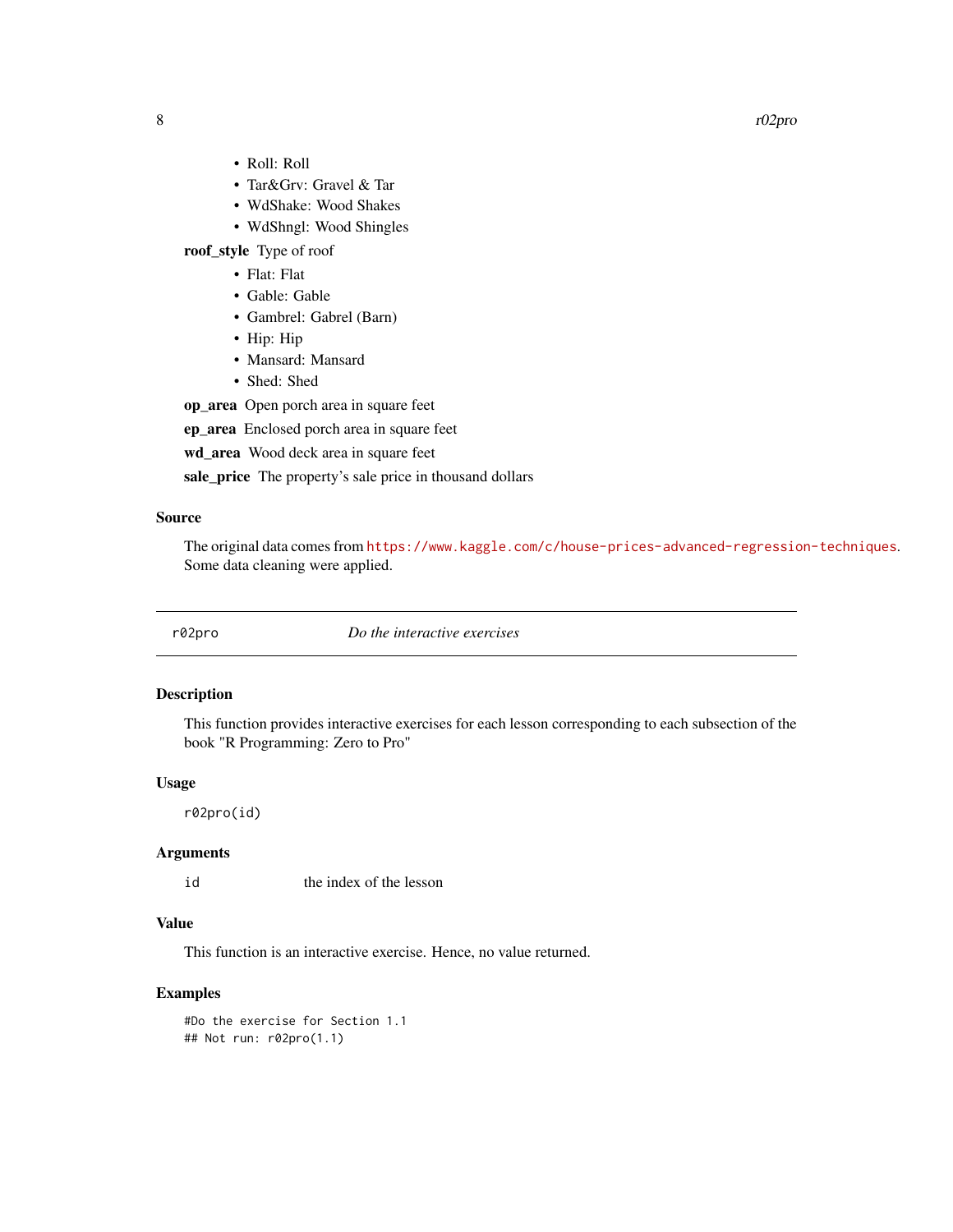- Roll: Roll
- Tar&Grv: Gravel & Tar
- WdShake: Wood Shakes
- WdShngl: Wood Shingles

**roof_style** Type of roof

- Flat: Flat
- Gable: Gable
- Gambrel: Gabrel (Barn)
- Hip: Hip
- Mansard: Mansard
- Shed: Shed

**op_area** Open porch area in square feet

**ep_area** Enclosed porch area in square feet

**wd_area** Wood deck area in square feet

**sale_price** The property's sale price in thousand dollars

### Source

The original data comes from https://www.kaggle.com/c/house-prices-advanced-regression-techniques. Some data cleaning were applied.

---

## r02pro — *Do the interactive exercises*

---

### Description

This function provides interactive exercises for each lesson corresponding to each subsection of the book "R Programming: Zero to Pro"

### Usage

```
r02pro(id)
```

### Arguments

| | |
|---|---|
| id | the index of the lesson |

### Value

This function is an interactive exercise. Hence, no value returned.

### Examples

```
#Do the exercise for Section 1.1
## Not run: r02pro(1.1)
```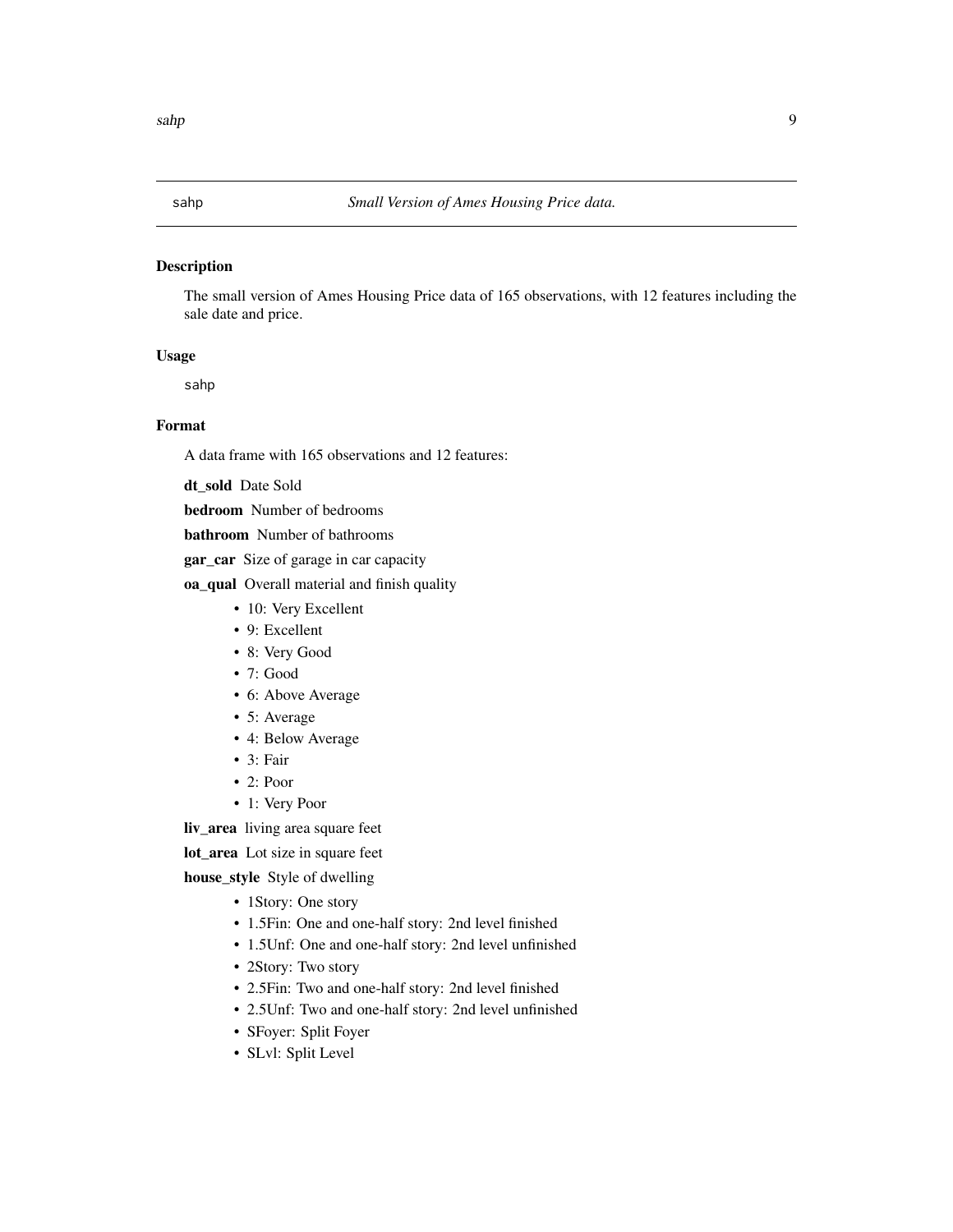## sahp — *Small Version of Ames Housing Price data.*

### Description

The small version of Ames Housing Price data of 165 observations, with 12 features including the sale date and price.

### Usage

```
sahp
```

### Format

A data frame with 165 observations and 12 features:

**dt_sold** Date Sold

**bedroom** Number of bedrooms

**bathroom** Number of bathrooms

**gar_car** Size of garage in car capacity

**oa_qual** Overall material and finish quality

- 10: Very Excellent
- 9: Excellent
- 8: Very Good
- 7: Good
- 6: Above Average
- 5: Average
- 4: Below Average
- 3: Fair
- 2: Poor
- 1: Very Poor

**liv_area** living area square feet

**lot_area** Lot size in square feet

**house_style** Style of dwelling

- 1Story: One story
- 1.5Fin: One and one-half story: 2nd level finished
- 1.5Unf: One and one-half story: 2nd level unfinished
- 2Story: Two story
- 2.5Fin: Two and one-half story: 2nd level finished
- 2.5Unf: Two and one-half story: 2nd level unfinished
- SFoyer: Split Foyer
- SLvl: Split Level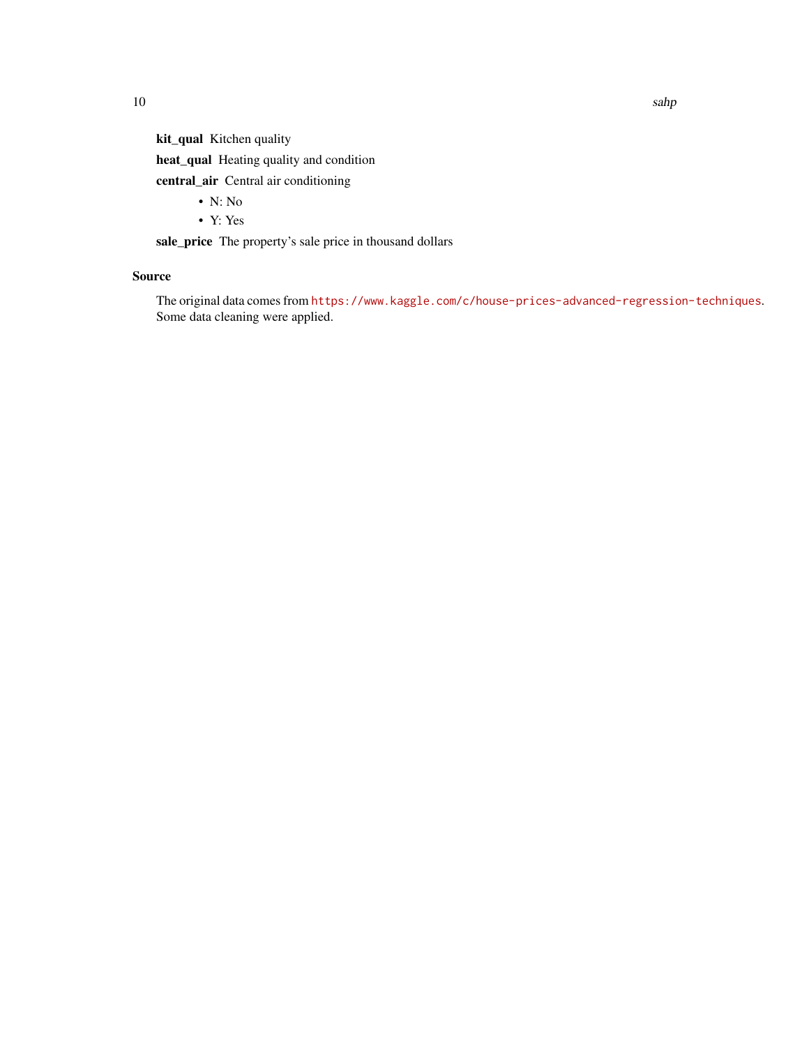**kit_qual** Kitchen quality

**heat_qual** Heating quality and condition

**central_air** Central air conditioning

- N: No
- Y: Yes

**sale_price** The property's sale price in thousand dollars

## Source

The original data comes from https://www.kaggle.com/c/house-prices-advanced-regression-techniques. Some data cleaning were applied.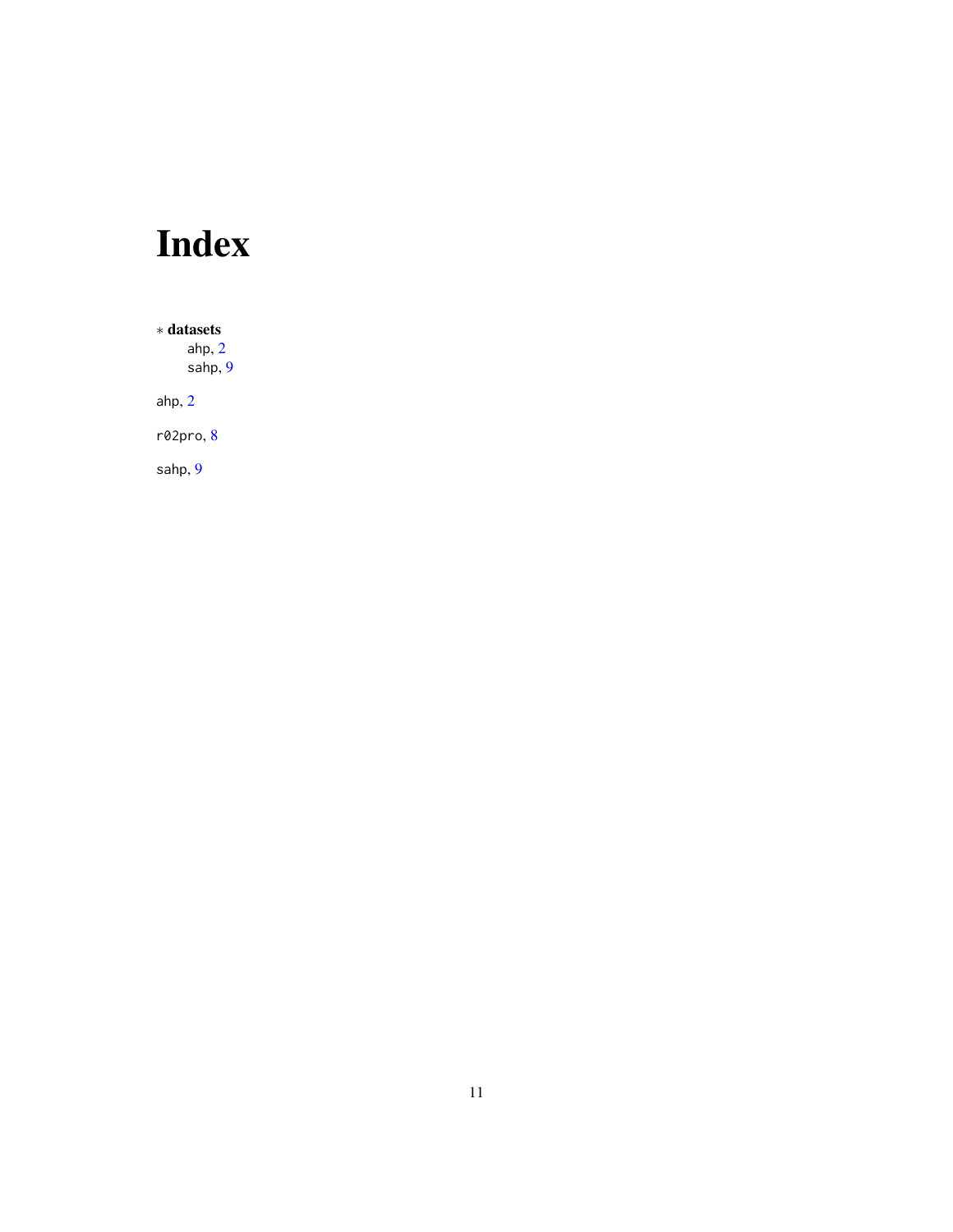# Index

* **datasets**
    - ahp, 2
    - sahp, 9

ahp, 2

r02pro, 8

sahp, 9